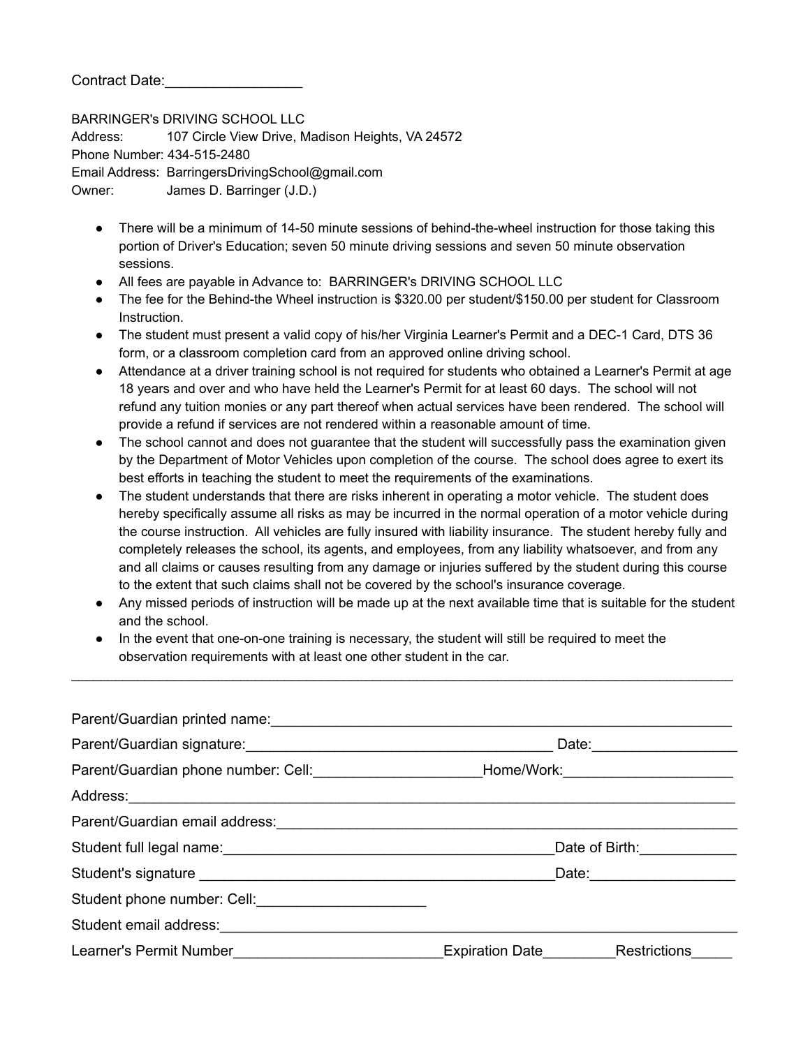Contract Date:_________________

BARRINGER's DRIVING SCHOOL LLC
Address: 107 Circle View Drive, Madison Heights, VA 24572
Phone Number: 434-515-2480
Email Address: BarringersDrivingSchool@gmail.com
Owner: James D. Barringer (J.D.)

- There will be a minimum of 14-50 minute sessions of behind-the-wheel instruction for those taking this portion of Driver's Education; seven 50 minute driving sessions and seven 50 minute observation sessions.
- All fees are payable in Advance to: BARRINGER's DRIVING SCHOOL LLC
- The fee for the Behind-the Wheel instruction is $320.00 per student/$150.00 per student for Classroom Instruction.
- The student must present a valid copy of his/her Virginia Learner's Permit and a DEC-1 Card, DTS 36 form, or a classroom completion card from an approved online driving school.
- Attendance at a driver training school is not required for students who obtained a Learner's Permit at age 18 years and over and who have held the Learner's Permit for at least 60 days. The school will not refund any tuition monies or any part thereof when actual services have been rendered. The school will provide a refund if services are not rendered within a reasonable amount of time.
- The school cannot and does not guarantee that the student will successfully pass the examination given by the Department of Motor Vehicles upon completion of the course. The school does agree to exert its best efforts in teaching the student to meet the requirements of the examinations.
- The student understands that there are risks inherent in operating a motor vehicle. The student does hereby specifically assume all risks as may be incurred in the normal operation of a motor vehicle during the course instruction. All vehicles are fully insured with liability insurance. The student hereby fully and completely releases the school, its agents, and employees, from any liability whatsoever, and from any and all claims or causes resulting from any damage or injuries suffered by the student during this course to the extent that such claims shall not be covered by the school's insurance coverage.
- Any missed periods of instruction will be made up at the next available time that is suitable for the student and the school.
- In the event that one-on-one training is necessary, the student will still be required to meet the observation requirements with at least one other student in the car.

---

Parent/Guardian printed name:_____________________________________________

Parent/Guardian signature:________________________________ Date:______________

Parent/Guardian phone number: Cell:________________Home/Work:________________

Address:_____________________________________________________________

Parent/Guardian email address:__________________________________________

Student full legal name:_________________________________Date of Birth:__________

Student's signature ___________________________________Date:______________

Student phone number: Cell:__________________

Student email address:_______________________________________________

Learner's Permit Number____________________Expiration Date________Restrictions_____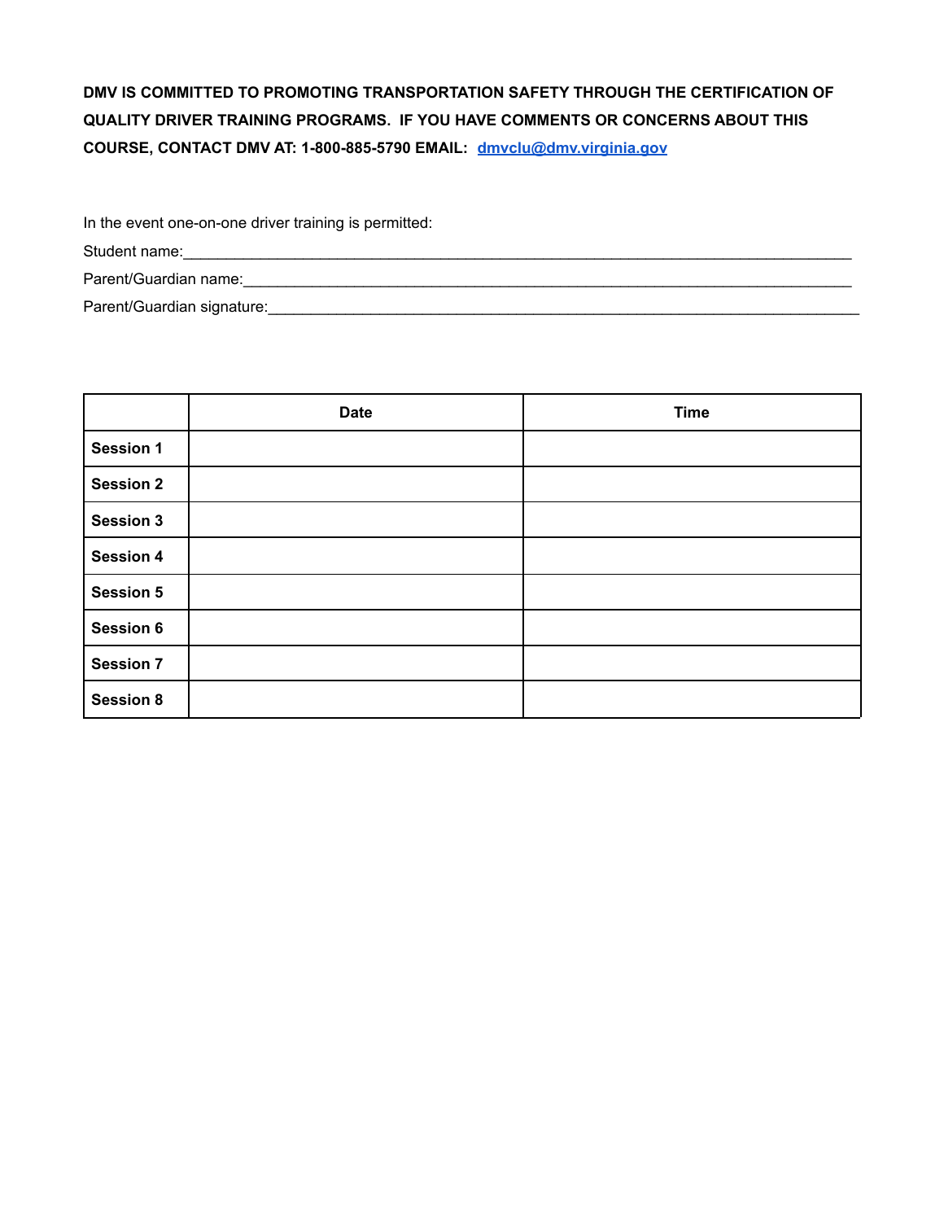**DMV IS COMMITTED TO PROMOTING TRANSPORTATION SAFETY THROUGH THE CERTIFICATION OF QUALITY DRIVER TRAINING PROGRAMS. IF YOU HAVE COMMENTS OR CONCERNS ABOUT THIS COURSE, CONTACT DMV AT: 1-800-885-5790 EMAIL: [dmvclu@dmv.virginia.gov](mailto:dmvclu@dmv.virginia.gov)**

In the event one-on-one driver training is permitted:

Student name:_______________________________________________________________________________

Parent/Guardian name:_______________________________________________________________________

Parent/Guardian signature:____________________________________________________________________

| | Date | Time |
|---|---|---|
| **Session 1** | | |
| **Session 2** | | |
| **Session 3** | | |
| **Session 4** | | |
| **Session 5** | | |
| **Session 6** | | |
| **Session 7** | | |
| **Session 8** | | |